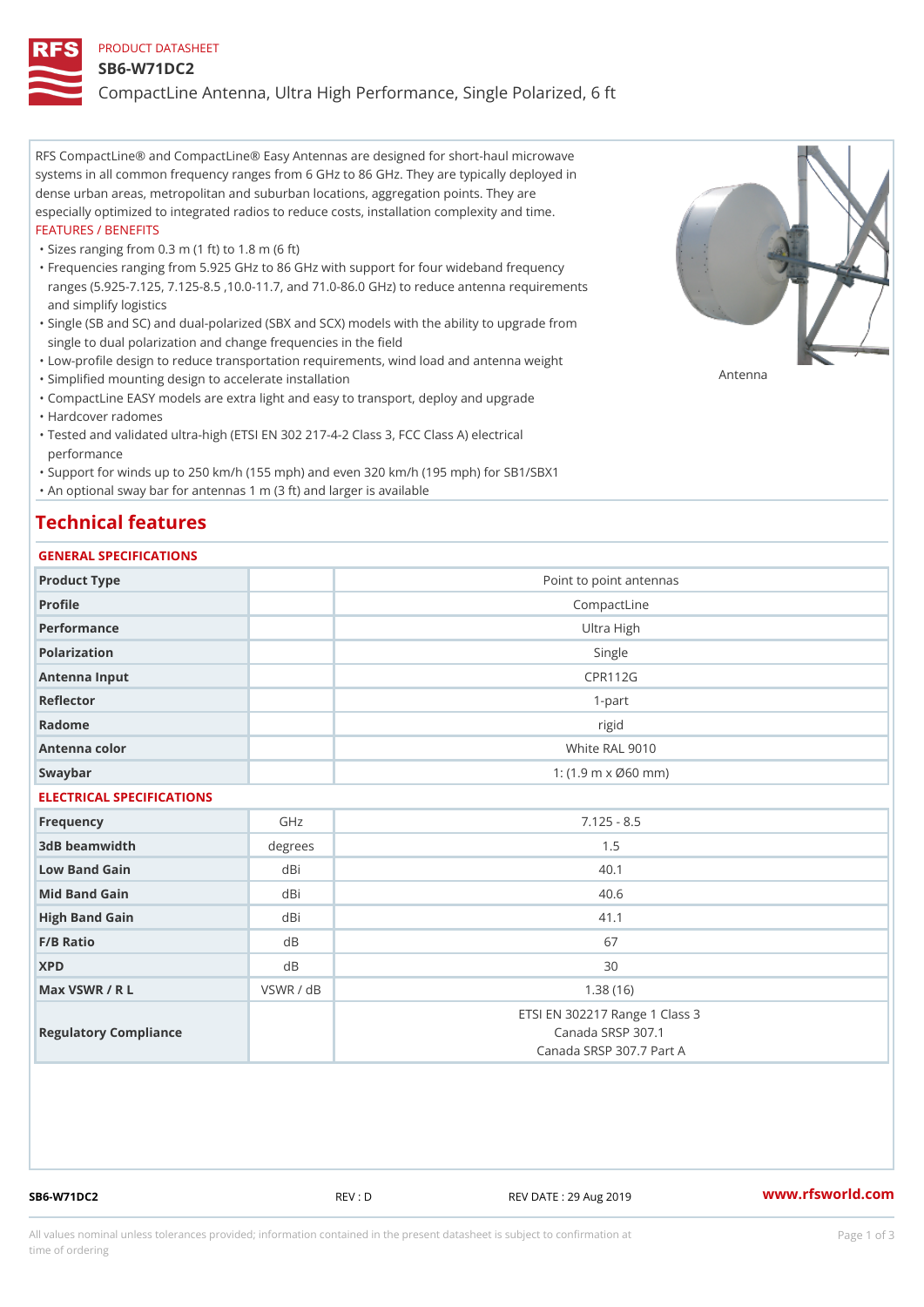PRODUCT DATASHEET

# SB6-W71DC2

## CompactLine Antenna, Ultra High Performance, Single Polarized, 6 ft

RFS CompactLine® and CompactLine® Easy Antennas are designed for short-haul microwave systems in all common frequency ranges from 6 GHz to 86 GHz. They are typically deployed in dense urban areas, metropolitan and suburban locations, aggregation points. They are especially optimized to integrated radios to reduce costs, installation complexity and time.

FEATURES / BENEFITS

- Sizes ranging from 0.3 m (1 ft) to 1.8 m (6 ft)
- Frequencies ranging from 5.925 GHz to 86 GHz with support for four wideband frequency ranges (5.925-7.125, 7.125-8.5 ,10.0-11.7, and 71.0-86.0 GHz) to reduce antenna requirements and simplify logistics
- Single (SB and SC) and dual-polarized (SBX and SCX) models with the ability to upgrade from single to dual polarization and change frequencies in the field
- Low-profile design to reduce transportation requirements, wind load and antenna weight
- Simplified mounting design to accelerate installation
- CompactLine EASY models are extra light and easy to transport, deploy and upgrade
- Hardcover radomes
- Tested and validated ultra-high (ETSI EN 302 217-4-2 Class 3, FCC Class A) electrical performance
- Support for winds up to 250 km/h (155 mph) and even 320 km/h (195 mph) for SB1/SBX1
- An optional sway bar for antennas 1 m (3 ft) and larger is available

Antenna

# Technical features

GENERAL SPECIFICATIONS

| | | |
|---|---|---|
| Product Type | | Point to point antennas |
| Profile | | CompactLine |
| Performance | | Ultra High |
| Polarization | | Single |
| Antenna Input | | CPR112G |
| Reflector | | 1-part |
| Radome | | rigid |
| Antenna color | | White RAL 9010 |
| Swaybar | | 1: (1.9 m x Ø60 mm) |

ELECTRICAL SPECIFICATIONS

| | | |
|---|---|---|
| Frequency | GHz | 7.125 - 8.5 |
| 3dB beamwidth | degrees | 1.5 |
| Low Band Gain | dBi | 40.1 |
| Mid Band Gain | dBi | 40.6 |
| High Band Gain | dBi | 41.1 |
| F/B Ratio | dB | 67 |
| XPD | dB | 30 |
| Max VSWR / R L | VSWR / dB | 1.38 (16) |
| Regulatory Compliance | | ETSI EN 302217 Range 1 Class 3<br>Canada SRSP 307.1<br>Canada SRSP 307.7 Part A |

SB6-W71DC2 REV : D REV DATE : 29 Aug 2019 www.rfsworld.com

All values nominal unless tolerances provided; information contained in the present datasheet is subject to confirmation at time of ordering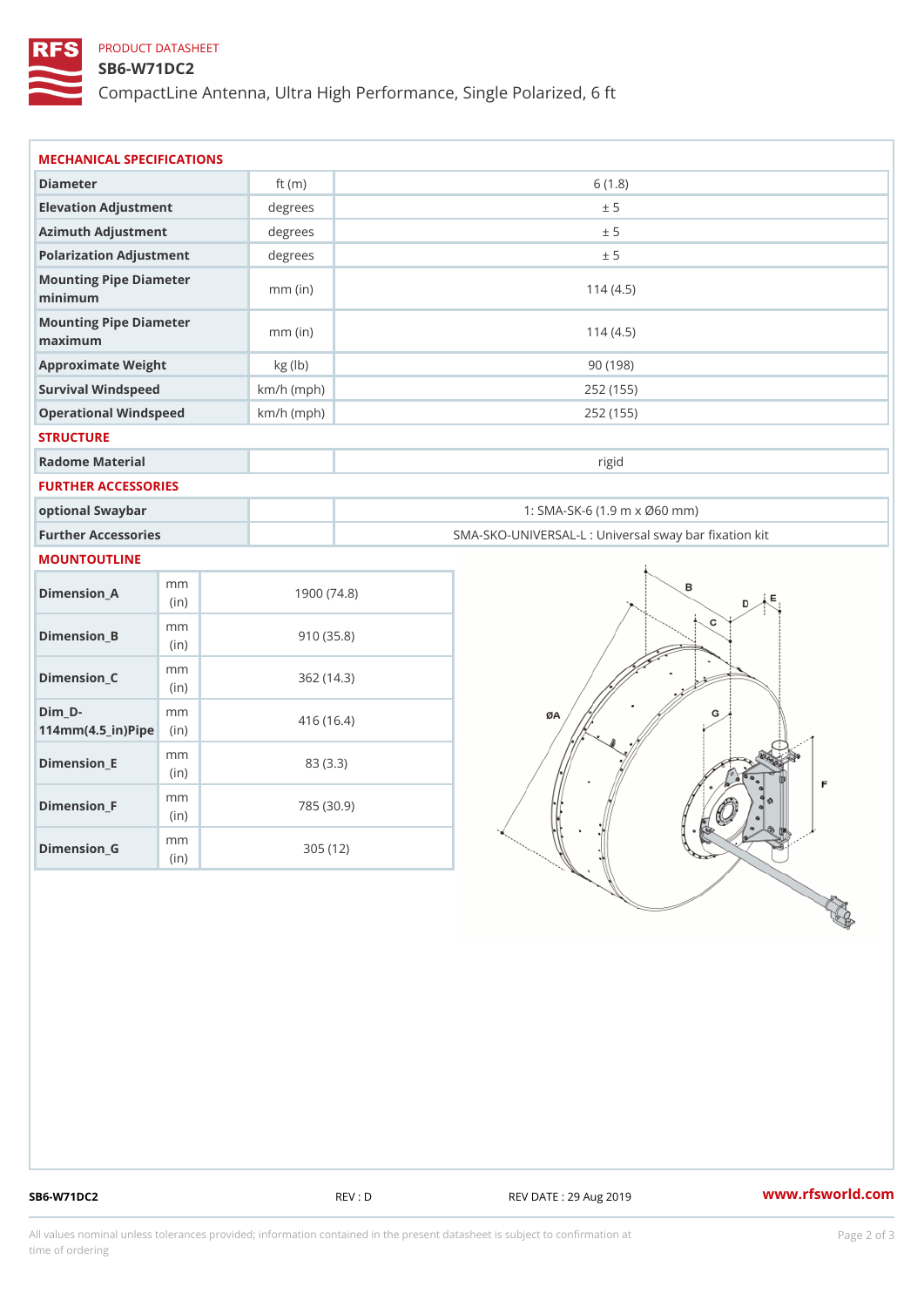PRODUCT DATASHEET

# SB6-W71DC2

CompactLine Antenna, Ultra High Performance, Single Polarized, 6 ft

## MECHANICAL SPECIFICATIONS

| | | |
|---|---|---|
| Diameter | ft (m) | 6 (1.8) |
| Elevation Adjustment | degrees | ± 5 |
| Azimuth Adjustment | degrees | ± 5 |
| Polarization Adjustment | degrees | ± 5 |
| Mounting Pipe Diameter minimum | mm (in) | 114 (4.5) |
| Mounting Pipe Diameter maximum | mm (in) | 114 (4.5) |
| Approximate Weight | kg (lb) | 90 (198) |
| Survival Windspeed | km/h (mph) | 252 (155) |
| Operational Windspeed | km/h (mph) | 252 (155) |

## STRUCTURE

| | | |
|---|---|---|
| Radome Material | | rigid |

## FURTHER ACCESSORIES

| | | |
|---|---|---|
| optional Swaybar | | 1: SMA-SK-6 (1.9 m x Ø60 mm) |
| Further Accessories | | SMA-SKO-UNIVERSAL-L : Universal sway bar fixation kit |

## MOUNTOUTLINE

| | | |
|---|---|---|
| Dimension_A | mm (in) | 1900 (74.8) |
| Dimension_B | mm (in) | 910 (35.8) |
| Dimension_C | mm (in) | 362 (14.3) |
| Dim_D-114mm(4.5_in)Pipe | mm (in) | 416 (16.4) |
| Dimension_E | mm (in) | 83 (3.3) |
| Dimension_F | mm (in) | 785 (30.9) |
| Dimension_G | mm (in) | 305 (12) |

SB6-W71DC2 REV : D REV DATE : 29 Aug 2019 www.rfsworld.com

All values nominal unless tolerances provided; information contained in the present datasheet is subject to confirmation at time of ordering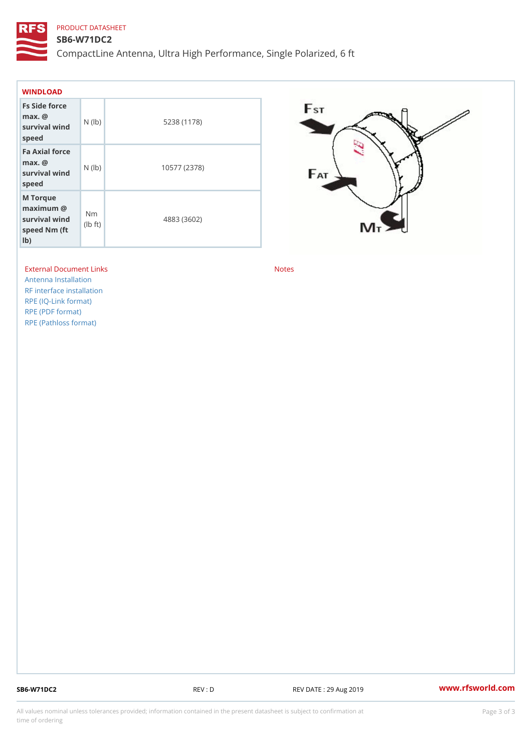PRODUCT DATASHEET

# SB6-W71DC2

CompactLine Antenna, Ultra High Performance, Single Polarized, 6 ft

## WINDLOAD

| | | |
|---|---|---|
| Fs Side force max. @ survival wind speed | N (lb) | 5238 (1178) |
| Fa Axial force max. @ survival wind speed | N (lb) | 10577 (2378) |
| M Torque maximum @ survival wind speed Nm (ft lb) | Nm (lb ft) | 4883 (3602) |

FST

FAT

MT

### External Document Links

Antenna Installation

RF interface installation

RPE (IQ-Link format)

RPE (PDF format)

RPE (Pathloss format)

### Notes

SB6-W71DC2 REV : D REV DATE : 29 Aug 2019 www.rfsworld.com

All values nominal unless tolerances provided; information contained in the present datasheet is subject to confirmation at time of ordering